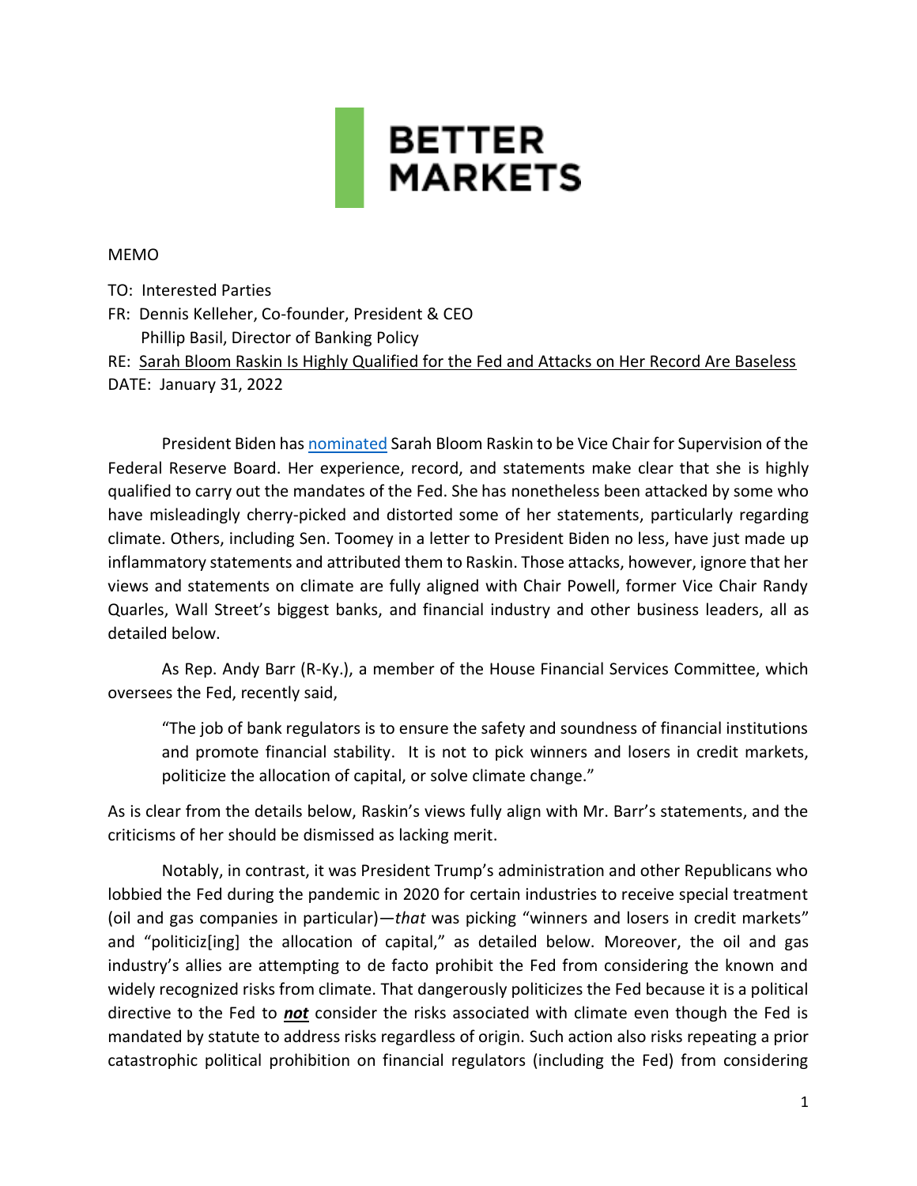BETTER MARKETS

MEMO

TO: Interested Parties
FR: Dennis Kelleher, Co-founder, President & CEO
Phillip Basil, Director of Banking Policy
RE: Sarah Bloom Raskin Is Highly Qualified for the Fed and Attacks on Her Record Are Baseless
DATE: January 31, 2022

President Biden has [nominated](#) Sarah Bloom Raskin to be Vice Chair for Supervision of the Federal Reserve Board. Her experience, record, and statements make clear that she is highly qualified to carry out the mandates of the Fed. She has nonetheless been attacked by some who have misleadingly cherry-picked and distorted some of her statements, particularly regarding climate. Others, including Sen. Toomey in a letter to President Biden no less, have just made up inflammatory statements and attributed them to Raskin. Those attacks, however, ignore that her views and statements on climate are fully aligned with Chair Powell, former Vice Chair Randy Quarles, Wall Street's biggest banks, and financial industry and other business leaders, all as detailed below.

As Rep. Andy Barr (R-Ky.), a member of the House Financial Services Committee, which oversees the Fed, recently said,

> "The job of bank regulators is to ensure the safety and soundness of financial institutions and promote financial stability. It is not to pick winners and losers in credit markets, politicize the allocation of capital, or solve climate change."

As is clear from the details below, Raskin's views fully align with Mr. Barr's statements, and the criticisms of her should be dismissed as lacking merit.

Notably, in contrast, it was President Trump's administration and other Republicans who lobbied the Fed during the pandemic in 2020 for certain industries to receive special treatment (oil and gas companies in particular)—*that* was picking "winners and losers in credit markets" and "politiciz[ing] the allocation of capital," as detailed below. Moreover, the oil and gas industry's allies are attempting to de facto prohibit the Fed from considering the known and widely recognized risks from climate. That dangerously politicizes the Fed because it is a political directive to the Fed to ***not*** consider the risks associated with climate even though the Fed is mandated by statute to address risks regardless of origin. Such action also risks repeating a prior catastrophic political prohibition on financial regulators (including the Fed) from considering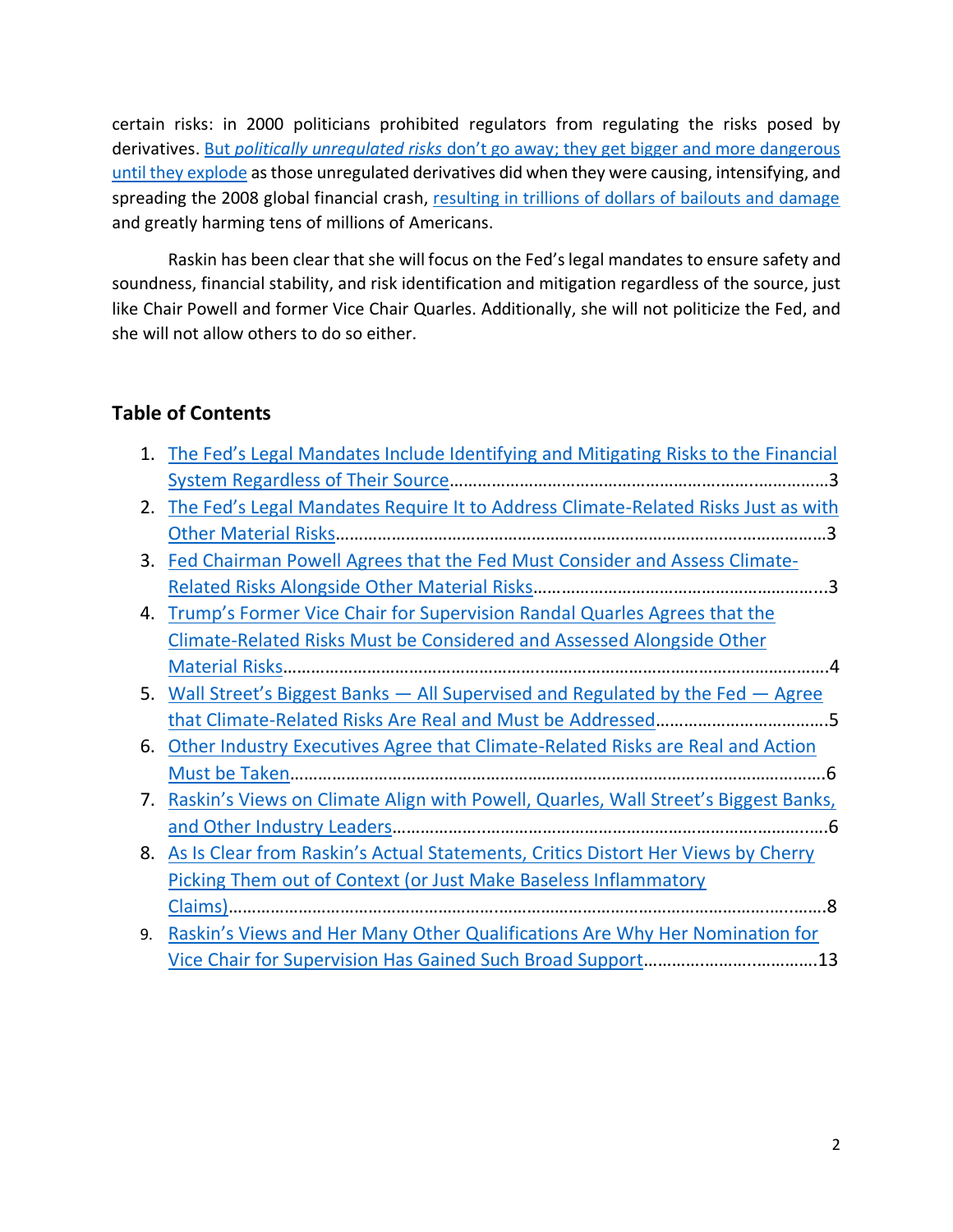certain risks: in 2000 politicians prohibited regulators from regulating the risks posed by derivatives. But *politically unregulated risks* don't go away; they get bigger and more dangerous until they explode as those unregulated derivatives did when they were causing, intensifying, and spreading the 2008 global financial crash, resulting in trillions of dollars of bailouts and damage and greatly harming tens of millions of Americans.

Raskin has been clear that she will focus on the Fed's legal mandates to ensure safety and soundness, financial stability, and risk identification and mitigation regardless of the source, just like Chair Powell and former Vice Chair Quarles. Additionally, she will not politicize the Fed, and she will not allow others to do so either.

## Table of Contents

1. The Fed's Legal Mandates Include Identifying and Mitigating Risks to the Financial System Regardless of Their Source……………………………………………………………3
2. The Fed's Legal Mandates Require It to Address Climate-Related Risks Just as with Other Material Risks……………………………………………………………………………3
3. Fed Chairman Powell Agrees that the Fed Must Consider and Assess Climate-Related Risks Alongside Other Material Risks……………………………………………...3
4. Trump's Former Vice Chair for Supervision Randal Quarles Agrees that the Climate-Related Risks Must be Considered and Assessed Alongside Other Material Risks…………………………………………………………………………………………….4
5. Wall Street's Biggest Banks — All Supervised and Regulated by the Fed — Agree that Climate-Related Risks Are Real and Must be Addressed………………………………..5
6. Other Industry Executives Agree that Climate-Related Risks are Real and Action Must be Taken…………………………………………………………………………………………6
7. Raskin's Views on Climate Align with Powell, Quarles, Wall Street's Biggest Banks, and Other Industry Leaders…………………………………………………………………….6
8. As Is Clear from Raskin's Actual Statements, Critics Distort Her Views by Cherry Picking Them out of Context (or Just Make Baseless Inflammatory Claims)……………………………………………………………………………………………8
9. Raskin's Views and Her Many Other Qualifications Are Why Her Nomination for Vice Chair for Supervision Has Gained Such Broad Support……………………………….13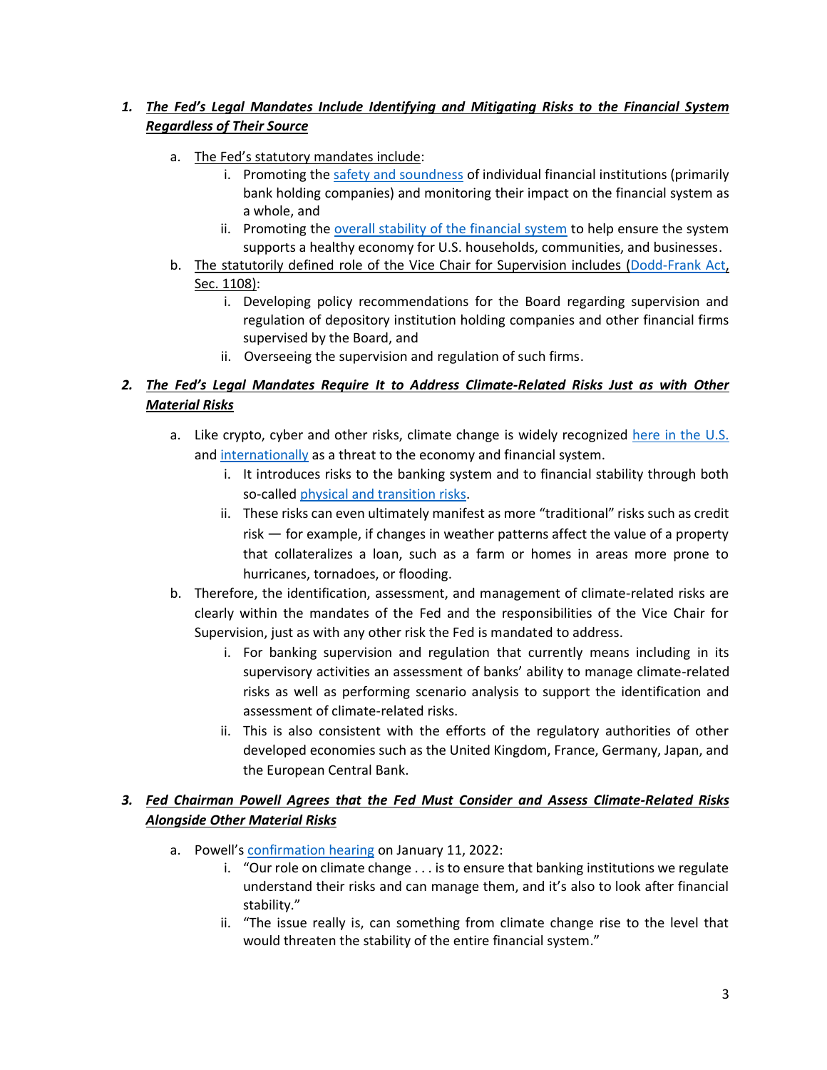1. ***The Fed's Legal Mandates Include Identifying and Mitigating Risks to the Financial System Regardless of Their Source***

   a. The Fed's statutory mandates include:

      i. Promoting the safety and soundness of individual financial institutions (primarily bank holding companies) and monitoring their impact on the financial system as a whole, and

      ii. Promoting the overall stability of the financial system to help ensure the system supports a healthy economy for U.S. households, communities, and businesses.

   b. The statutorily defined role of the Vice Chair for Supervision includes (Dodd-Frank Act, Sec. 1108):

      i. Developing policy recommendations for the Board regarding supervision and regulation of depository institution holding companies and other financial firms supervised by the Board, and

      ii. Overseeing the supervision and regulation of such firms.

2. ***The Fed's Legal Mandates Require It to Address Climate-Related Risks Just as with Other Material Risks***

   a. Like crypto, cyber and other risks, climate change is widely recognized here in the U.S. and internationally as a threat to the economy and financial system.

      i. It introduces risks to the banking system and to financial stability through both so-called physical and transition risks.

      ii. These risks can even ultimately manifest as more "traditional" risks such as credit risk — for example, if changes in weather patterns affect the value of a property that collateralizes a loan, such as a farm or homes in areas more prone to hurricanes, tornadoes, or flooding.

   b. Therefore, the identification, assessment, and management of climate-related risks are clearly within the mandates of the Fed and the responsibilities of the Vice Chair for Supervision, just as with any other risk the Fed is mandated to address.

      i. For banking supervision and regulation that currently means including in its supervisory activities an assessment of banks' ability to manage climate-related risks as well as performing scenario analysis to support the identification and assessment of climate-related risks.

      ii. This is also consistent with the efforts of the regulatory authorities of other developed economies such as the United Kingdom, France, Germany, Japan, and the European Central Bank.

3. ***Fed Chairman Powell Agrees that the Fed Must Consider and Assess Climate-Related Risks Alongside Other Material Risks***

   a. Powell's confirmation hearing on January 11, 2022:

      i. "Our role on climate change . . . is to ensure that banking institutions we regulate understand their risks and can manage them, and it's also to look after financial stability."

      ii. "The issue really is, can something from climate change rise to the level that would threaten the stability of the entire financial system."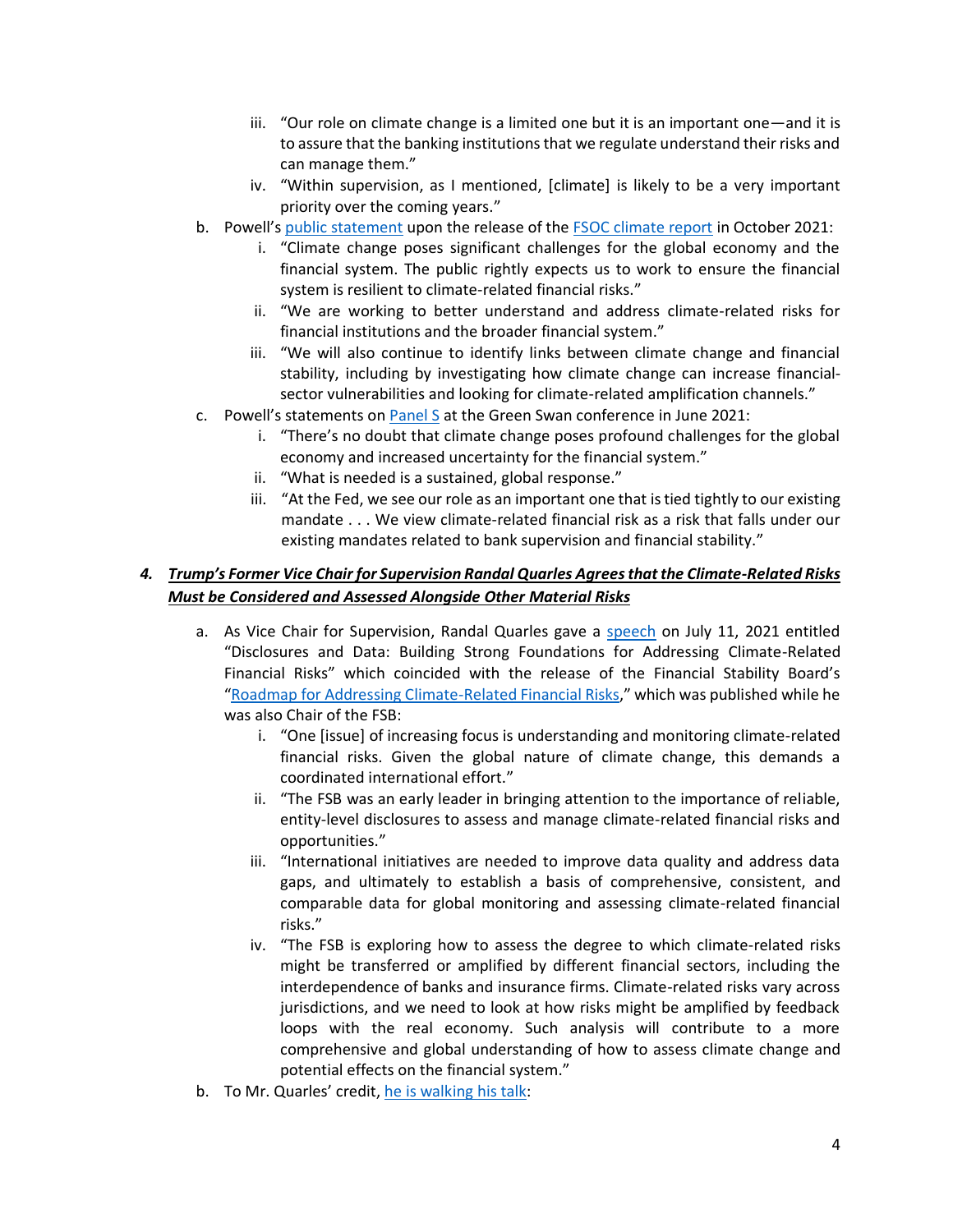iii. "Our role on climate change is a limited one but it is an important one—and it is to assure that the banking institutions that we regulate understand their risks and can manage them."
   iv. "Within supervision, as I mentioned, [climate] is likely to be a very important priority over the coming years."

b. Powell's public statement upon the release of the FSOC climate report in October 2021:
   i. "Climate change poses significant challenges for the global economy and the financial system. The public rightly expects us to work to ensure the financial system is resilient to climate-related financial risks."
   ii. "We are working to better understand and address climate-related risks for financial institutions and the broader financial system."
   iii. "We will also continue to identify links between climate change and financial stability, including by investigating how climate change can increase financial-sector vulnerabilities and looking for climate-related amplification channels."

c. Powell's statements on Panel S at the Green Swan conference in June 2021:
   i. "There's no doubt that climate change poses profound challenges for the global economy and increased uncertainty for the financial system."
   ii. "What is needed is a sustained, global response."
   iii. "At the Fed, we see our role as an important one that is tied tightly to our existing mandate . . . We view climate-related financial risk as a risk that falls under our existing mandates related to bank supervision and financial stability."

### 4. ***<u>Trump's Former Vice Chair for Supervision Randal Quarles Agrees that the Climate-Related Risks Must be Considered and Assessed Alongside Other Material Risks</u>***

a. As Vice Chair for Supervision, Randal Quarles gave a speech on July 11, 2021 entitled "Disclosures and Data: Building Strong Foundations for Addressing Climate-Related Financial Risks" which coincided with the release of the Financial Stability Board's "Roadmap for Addressing Climate-Related Financial Risks," which was published while he was also Chair of the FSB:
   i. "One [issue] of increasing focus is understanding and monitoring climate-related financial risks. Given the global nature of climate change, this demands a coordinated international effort."
   ii. "The FSB was an early leader in bringing attention to the importance of reliable, entity-level disclosures to assess and manage climate-related financial risks and opportunities."
   iii. "International initiatives are needed to improve data quality and address data gaps, and ultimately to establish a basis of comprehensive, consistent, and comparable data for global monitoring and assessing climate-related financial risks."
   iv. "The FSB is exploring how to assess the degree to which climate-related risks might be transferred or amplified by different financial sectors, including the interdependence of banks and insurance firms. Climate-related risks vary across jurisdictions, and we need to look at how risks might be amplified by feedback loops with the real economy. Such analysis will contribute to a more comprehensive and global understanding of how to assess climate change and potential effects on the financial system."

b. To Mr. Quarles' credit, he is walking his talk: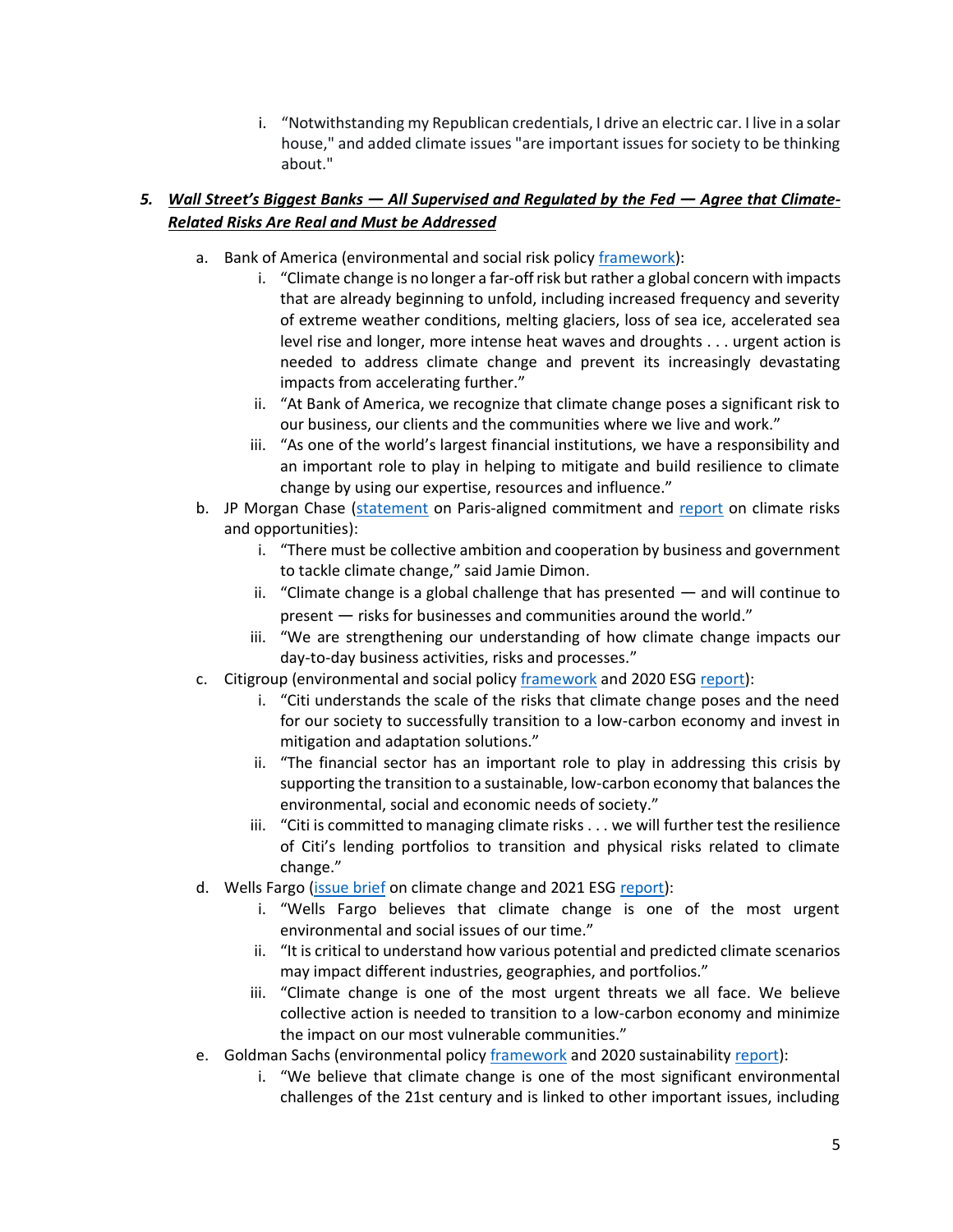i. "Notwithstanding my Republican credentials, I drive an electric car. I live in a solar house," and added climate issues "are important issues for society to be thinking about."

5. ***Wall Street's Biggest Banks — All Supervised and Regulated by the Fed — Agree that Climate-Related Risks Are Real and Must be Addressed***

   a. Bank of America (environmental and social risk policy framework):
      i. "Climate change is no longer a far-off risk but rather a global concern with impacts that are already beginning to unfold, including increased frequency and severity of extreme weather conditions, melting glaciers, loss of sea ice, accelerated sea level rise and longer, more intense heat waves and droughts . . . urgent action is needed to address climate change and prevent its increasingly devastating impacts from accelerating further."
      ii. "At Bank of America, we recognize that climate change poses a significant risk to our business, our clients and the communities where we live and work."
      iii. "As one of the world's largest financial institutions, we have a responsibility and an important role to play in helping to mitigate and build resilience to climate change by using our expertise, resources and influence."

   b. JP Morgan Chase (statement on Paris-aligned commitment and report on climate risks and opportunities):
      i. "There must be collective ambition and cooperation by business and government to tackle climate change," said Jamie Dimon.
      ii. "Climate change is a global challenge that has presented — and will continue to present — risks for businesses and communities around the world."
      iii. "We are strengthening our understanding of how climate change impacts our day-to-day business activities, risks and processes."

   c. Citigroup (environmental and social policy framework and 2020 ESG report):
      i. "Citi understands the scale of the risks that climate change poses and the need for our society to successfully transition to a low-carbon economy and invest in mitigation and adaptation solutions."
      ii. "The financial sector has an important role to play in addressing this crisis by supporting the transition to a sustainable, low-carbon economy that balances the environmental, social and economic needs of society."
      iii. "Citi is committed to managing climate risks . . . we will further test the resilience of Citi's lending portfolios to transition and physical risks related to climate change."

   d. Wells Fargo (issue brief on climate change and 2021 ESG report):
      i. "Wells Fargo believes that climate change is one of the most urgent environmental and social issues of our time."
      ii. "It is critical to understand how various potential and predicted climate scenarios may impact different industries, geographies, and portfolios."
      iii. "Climate change is one of the most urgent threats we all face. We believe collective action is needed to transition to a low-carbon economy and minimize the impact on our most vulnerable communities."

   e. Goldman Sachs (environmental policy framework and 2020 sustainability report):
      i. "We believe that climate change is one of the most significant environmental challenges of the 21st century and is linked to other important issues, including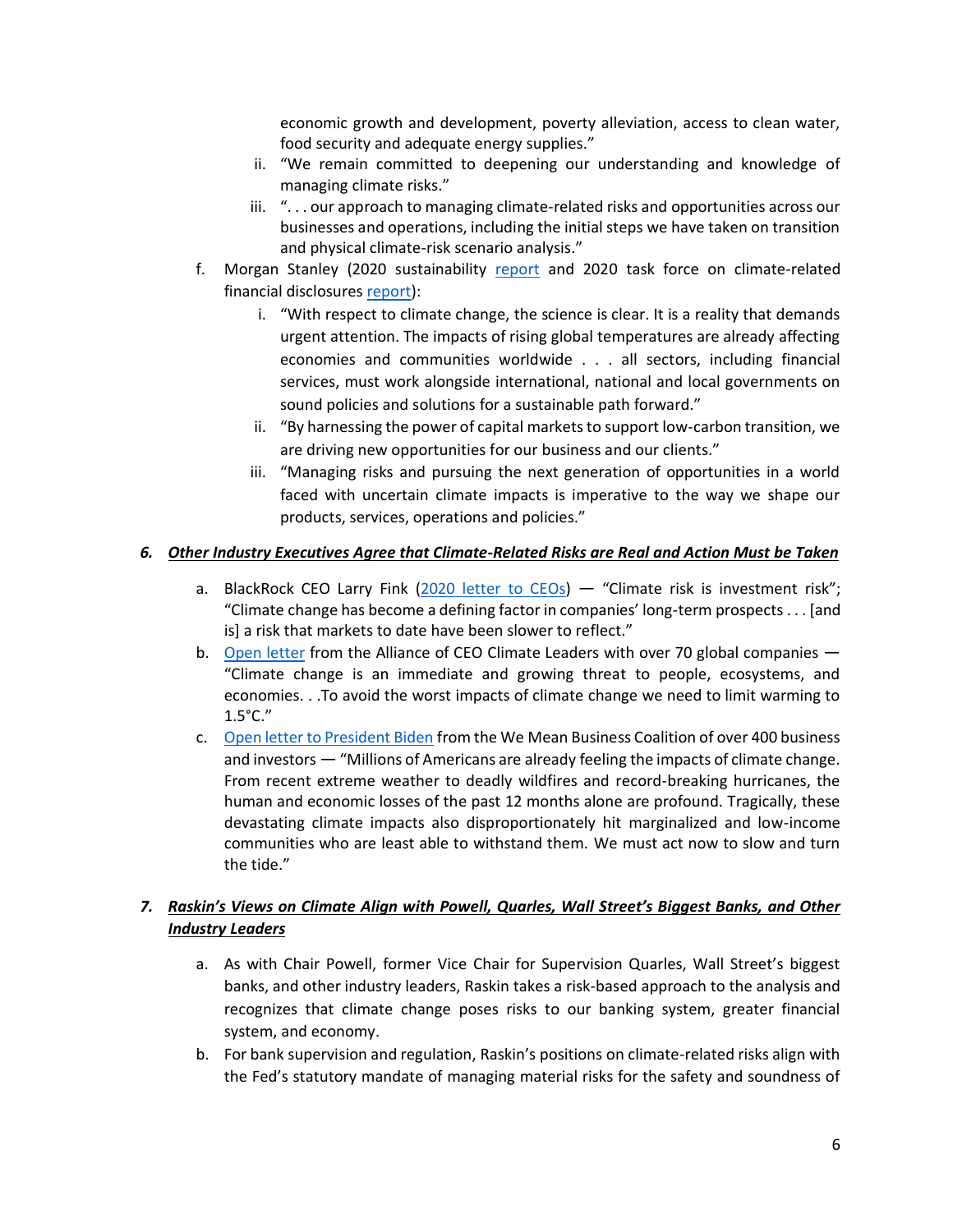economic growth and development, poverty alleviation, access to clean water, food security and adequate energy supplies."

   ii. "We remain committed to deepening our understanding and knowledge of managing climate risks."

   iii. ". . . our approach to managing climate-related risks and opportunities across our businesses and operations, including the initial steps we have taken on transition and physical climate-risk scenario analysis."

f. Morgan Stanley (2020 sustainability report and 2020 task force on climate-related financial disclosures report):

   i. "With respect to climate change, the science is clear. It is a reality that demands urgent attention. The impacts of rising global temperatures are already affecting economies and communities worldwide . . . all sectors, including financial services, must work alongside international, national and local governments on sound policies and solutions for a sustainable path forward."

   ii. "By harnessing the power of capital markets to support low-carbon transition, we are driving new opportunities for our business and our clients."

   iii. "Managing risks and pursuing the next generation of opportunities in a world faced with uncertain climate impacts is imperative to the way we shape our products, services, operations and policies."

### *6. Other Industry Executives Agree that Climate-Related Risks are Real and Action Must be Taken*

a. BlackRock CEO Larry Fink (2020 letter to CEOs) — "Climate risk is investment risk"; "Climate change has become a defining factor in companies' long-term prospects . . . [and is] a risk that markets to date have been slower to reflect."

b. Open letter from the Alliance of CEO Climate Leaders with over 70 global companies — "Climate change is an immediate and growing threat to people, ecosystems, and economies. . .To avoid the worst impacts of climate change we need to limit warming to 1.5°C."

c. Open letter to President Biden from the We Mean Business Coalition of over 400 business and investors — "Millions of Americans are already feeling the impacts of climate change. From recent extreme weather to deadly wildfires and record-breaking hurricanes, the human and economic losses of the past 12 months alone are profound. Tragically, these devastating climate impacts also disproportionately hit marginalized and low-income communities who are least able to withstand them. We must act now to slow and turn the tide."

### *7. Raskin's Views on Climate Align with Powell, Quarles, Wall Street's Biggest Banks, and Other Industry Leaders*

a. As with Chair Powell, former Vice Chair for Supervision Quarles, Wall Street's biggest banks, and other industry leaders, Raskin takes a risk-based approach to the analysis and recognizes that climate change poses risks to our banking system, greater financial system, and economy.

b. For bank supervision and regulation, Raskin's positions on climate-related risks align with the Fed's statutory mandate of managing material risks for the safety and soundness of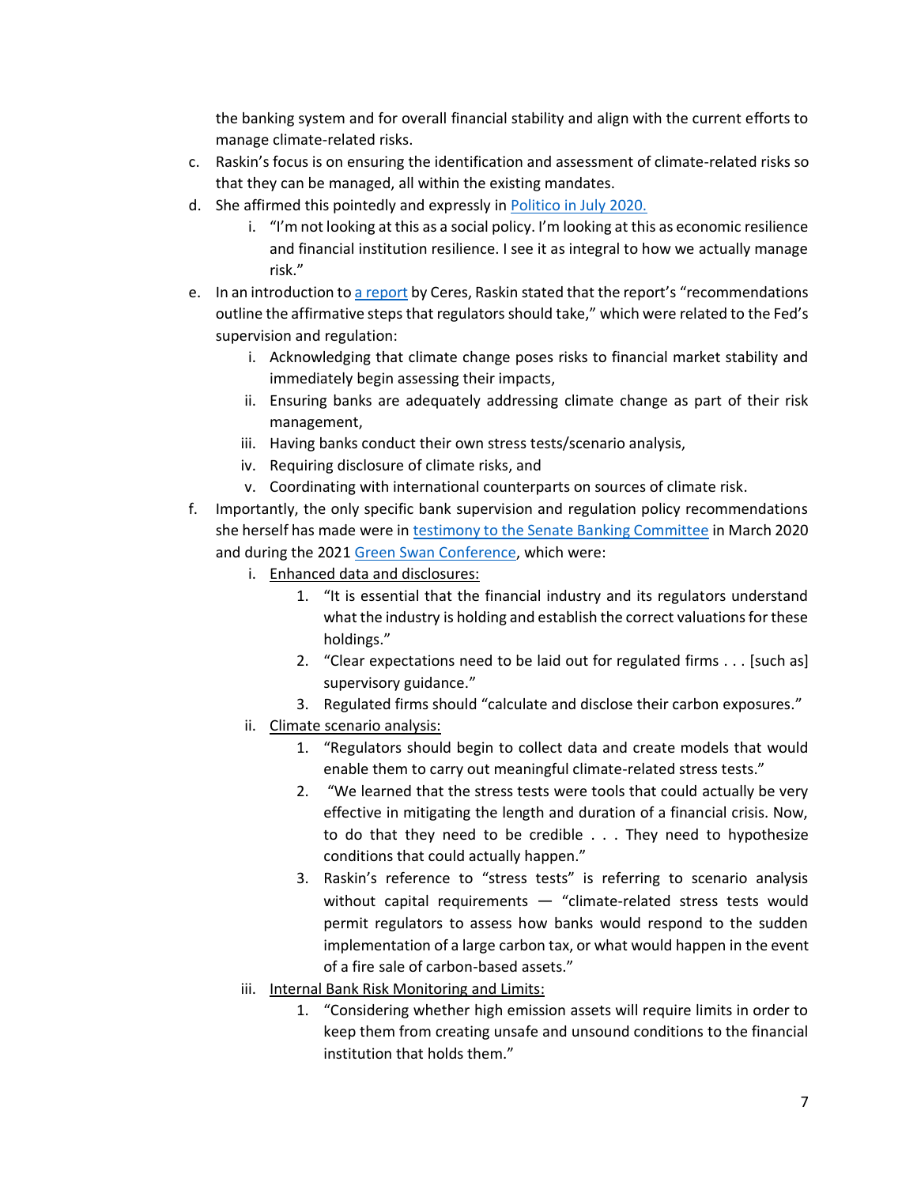the banking system and for overall financial stability and align with the current efforts to manage climate-related risks.

c. Raskin's focus is on ensuring the identification and assessment of climate-related risks so that they can be managed, all within the existing mandates.

d. She affirmed this pointedly and expressly in Politico in July 2020.

    i. "I'm not looking at this as a social policy. I'm looking at this as economic resilience and financial institution resilience. I see it as integral to how we actually manage risk."

e. In an introduction to a report by Ceres, Raskin stated that the report's "recommendations outline the affirmative steps that regulators should take," which were related to the Fed's supervision and regulation:

    i. Acknowledging that climate change poses risks to financial market stability and immediately begin assessing their impacts,
    ii. Ensuring banks are adequately addressing climate change as part of their risk management,
    iii. Having banks conduct their own stress tests/scenario analysis,
    iv. Requiring disclosure of climate risks, and
    v. Coordinating with international counterparts on sources of climate risk.

f. Importantly, the only specific bank supervision and regulation policy recommendations she herself has made were in testimony to the Senate Banking Committee in March 2020 and during the 2021 Green Swan Conference, which were:

    i. <u>Enhanced data and disclosures:</u>
        1. "It is essential that the financial industry and its regulators understand what the industry is holding and establish the correct valuations for these holdings."
        2. "Clear expectations need to be laid out for regulated firms . . . [such as] supervisory guidance."
        3. Regulated firms should "calculate and disclose their carbon exposures."

    ii. <u>Climate scenario analysis:</u>
        1. "Regulators should begin to collect data and create models that would enable them to carry out meaningful climate-related stress tests."
        2. "We learned that the stress tests were tools that could actually be very effective in mitigating the length and duration of a financial crisis. Now, to do that they need to be credible . . . They need to hypothesize conditions that could actually happen."
        3. Raskin's reference to "stress tests" is referring to scenario analysis without capital requirements — "climate-related stress tests would permit regulators to assess how banks would respond to the sudden implementation of a large carbon tax, or what would happen in the event of a fire sale of carbon-based assets."

    iii. <u>Internal Bank Risk Monitoring and Limits:</u>
        1. "Considering whether high emission assets will require limits in order to keep them from creating unsafe and unsound conditions to the financial institution that holds them."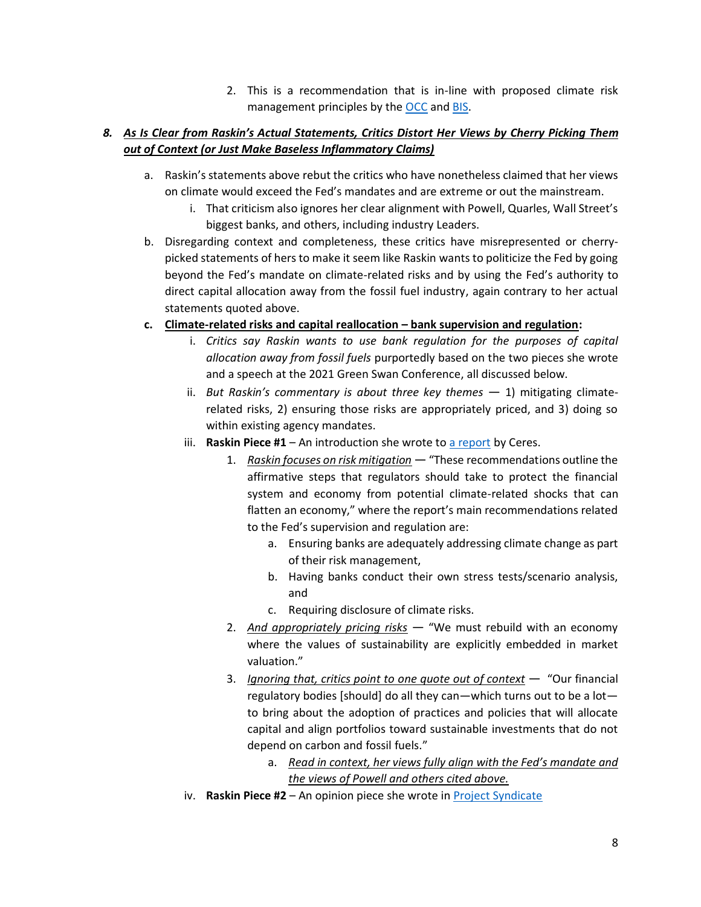2. This is a recommendation that is in-line with proposed climate risk management principles by the [OCC]() and [BIS]().

8. ***As Is Clear from Raskin's Actual Statements, Critics Distort Her Views by Cherry Picking Them out of Context (or Just Make Baseless Inflammatory Claims)***

   a. Raskin's statements above rebut the critics who have nonetheless claimed that her views on climate would exceed the Fed's mandates and are extreme or out the mainstream.
      i. That criticism also ignores her clear alignment with Powell, Quarles, Wall Street's biggest banks, and others, including industry Leaders.
   b. Disregarding context and completeness, these critics have misrepresented or cherry-picked statements of hers to make it seem like Raskin wants to politicize the Fed by going beyond the Fed's mandate on climate-related risks and by using the Fed's authority to direct capital allocation away from the fossil fuel industry, again contrary to her actual statements quoted above.
   c. **Climate-related risks and capital reallocation – bank supervision and regulation:**
      i. *Critics say Raskin wants to use bank regulation for the purposes of capital allocation away from fossil fuels* purportedly based on the two pieces she wrote and a speech at the 2021 Green Swan Conference, all discussed below.
      ii. *But Raskin's commentary is about three key themes* — 1) mitigating climate-related risks, 2) ensuring those risks are appropriately priced, and 3) doing so within existing agency mandates.
      iii. **Raskin Piece #1** – An introduction she wrote to [a report]() by Ceres.
         1. *Raskin focuses on risk mitigation* — "These recommendations outline the affirmative steps that regulators should take to protect the financial system and economy from potential climate-related shocks that can flatten an economy," where the report's main recommendations related to the Fed's supervision and regulation are:
            a. Ensuring banks are adequately addressing climate change as part of their risk management,
            b. Having banks conduct their own stress tests/scenario analysis, and
            c. Requiring disclosure of climate risks.
         2. *And appropriately pricing risks* — "We must rebuild with an economy where the values of sustainability are explicitly embedded in market valuation."
         3. *Ignoring that, critics point to one quote out of context* — "Our financial regulatory bodies [should] do all they can—which turns out to be a lot—to bring about the adoption of practices and policies that will allocate capital and align portfolios toward sustainable investments that do not depend on carbon and fossil fuels."
            a. *Read in context, her views fully align with the Fed's mandate and the views of Powell and others cited above.*
      iv. **Raskin Piece #2** – An opinion piece she wrote in [Project Syndicate]()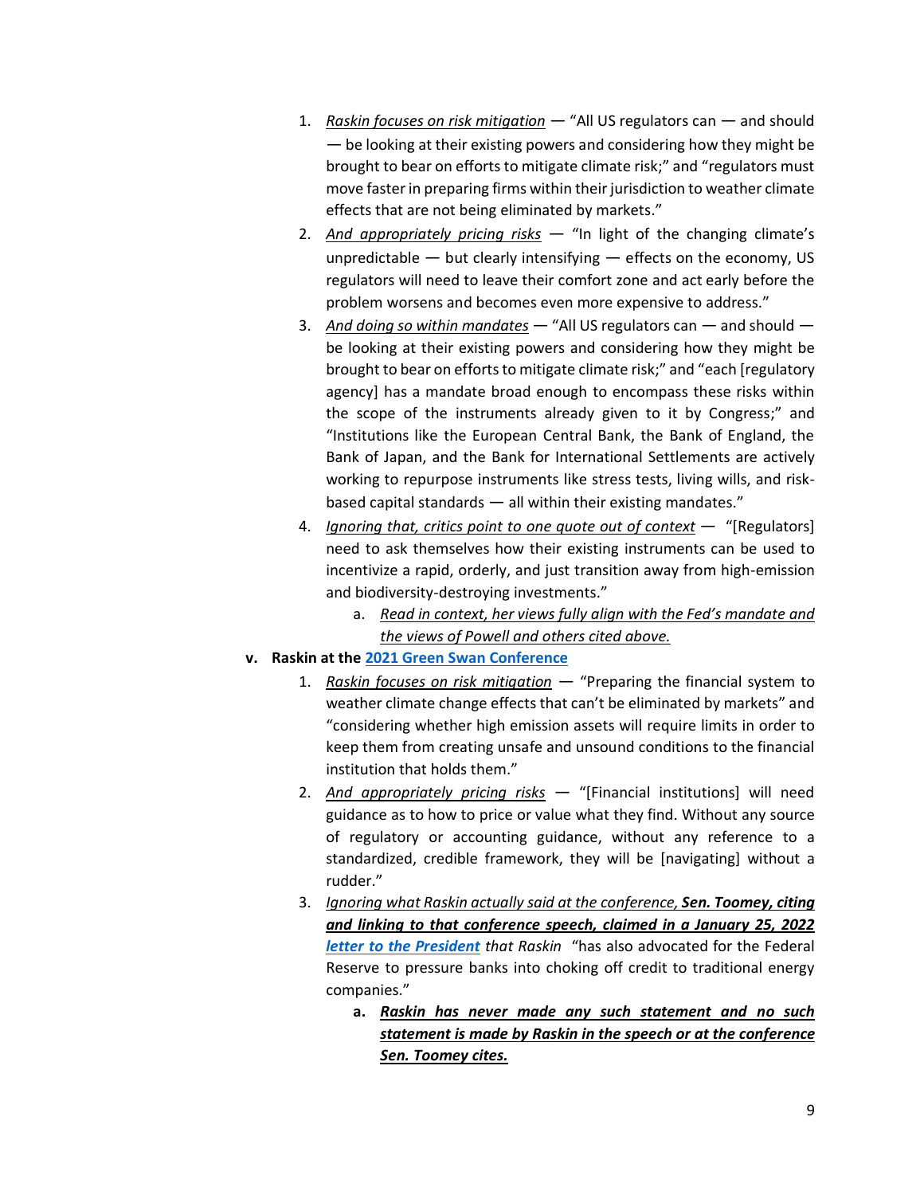1. _Raskin focuses on risk mitigation_ — "All US regulators can — and should — be looking at their existing powers and considering how they might be brought to bear on efforts to mitigate climate risk;" and "regulators must move faster in preparing firms within their jurisdiction to weather climate effects that are not being eliminated by markets."
2. _And appropriately pricing risks_ — "In light of the changing climate's unpredictable — but clearly intensifying — effects on the economy, US regulators will need to leave their comfort zone and act early before the problem worsens and becomes even more expensive to address."
3. _And doing so within mandates_ — "All US regulators can — and should — be looking at their existing powers and considering how they might be brought to bear on efforts to mitigate climate risk;" and "each [regulatory agency] has a mandate broad enough to encompass these risks within the scope of the instruments already given to it by Congress;" and "Institutions like the European Central Bank, the Bank of England, the Bank of Japan, and the Bank for International Settlements are actively working to repurpose instruments like stress tests, living wills, and risk-based capital standards — all within their existing mandates."
4. _Ignoring that, critics point to one quote out of context_ — "[Regulators] need to ask themselves how their existing instruments can be used to incentivize a rapid, orderly, and just transition away from high-emission and biodiversity-destroying investments."
   a. _Read in context, her views fully align with the Fed's mandate and the views of Powell and others cited above._

**v. Raskin at the 2021 Green Swan Conference**

1. _Raskin focuses on risk mitigation_ — "Preparing the financial system to weather climate change effects that can't be eliminated by markets" and "considering whether high emission assets will require limits in order to keep them from creating unsafe and unsound conditions to the financial institution that holds them."
2. _And appropriately pricing risks_ — "[Financial institutions] will need guidance as to how to price or value what they find. Without any source of regulatory or accounting guidance, without any reference to a standardized, credible framework, they will be [navigating] without a rudder."
3. _Ignoring what Raskin actually said at the conference,_ _**Sen. Toomey, citing and linking to that conference speech, claimed in a January 25, 2022 letter to the President**_ _that Raskin_ "has also advocated for the Federal Reserve to pressure banks into choking off credit to traditional energy companies."
   a. _**Raskin has never made any such statement and no such statement is made by Raskin in the speech or at the conference Sen. Toomey cites.**_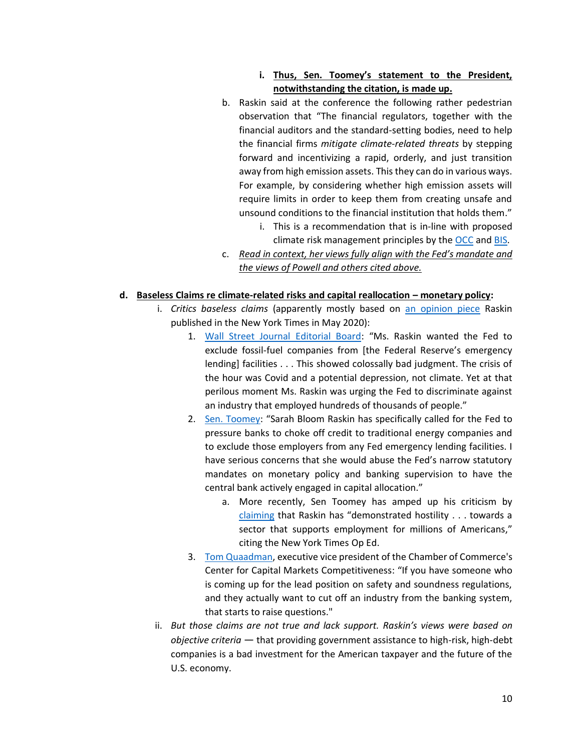i. **Thus, Sen. Toomey's statement to the President, notwithstanding the citation, is made up.**

    b. Raskin said at the conference the following rather pedestrian observation that "The financial regulators, together with the financial auditors and the standard-setting bodies, need to help the financial firms *mitigate climate-related threats* by stepping forward and incentivizing a rapid, orderly, and just transition away from high emission assets. This they can do in various ways. For example, by considering whether high emission assets will require limits in order to keep them from creating unsafe and unsound conditions to the financial institution that holds them."
        i. This is a recommendation that is in-line with proposed climate risk management principles by the OCC and BIS.

    c. *Read in context, her views fully align with the Fed's mandate and the views of Powell and others cited above.*

**d. Baseless Claims re climate-related risks and capital reallocation – monetary policy:**

- i. *Critics baseless claims* (apparently mostly based on an opinion piece Raskin published in the New York Times in May 2020):
    1. Wall Street Journal Editorial Board: "Ms. Raskin wanted the Fed to exclude fossil-fuel companies from [the Federal Reserve's emergency lending] facilities . . . This showed colossally bad judgment. The crisis of the hour was Covid and a potential depression, not climate. Yet at that perilous moment Ms. Raskin was urging the Fed to discriminate against an industry that employed hundreds of thousands of people."
    2. Sen. Toomey: "Sarah Bloom Raskin has specifically called for the Fed to pressure banks to choke off credit to traditional energy companies and to exclude those employers from any Fed emergency lending facilities. I have serious concerns that she would abuse the Fed's narrow statutory mandates on monetary policy and banking supervision to have the central bank actively engaged in capital allocation."
        a. More recently, Sen Toomey has amped up his criticism by claiming that Raskin has "demonstrated hostility . . . towards a sector that supports employment for millions of Americans," citing the New York Times Op Ed.
    3. Tom Quaadman, executive vice president of the Chamber of Commerce's Center for Capital Markets Competitiveness: "If you have someone who is coming up for the lead position on safety and soundness regulations, and they actually want to cut off an industry from the banking system, that starts to raise questions."
- ii. *But those claims are not true and lack support. Raskin's views were based on objective criteria* — that providing government assistance to high-risk, high-debt companies is a bad investment for the American taxpayer and the future of the U.S. economy.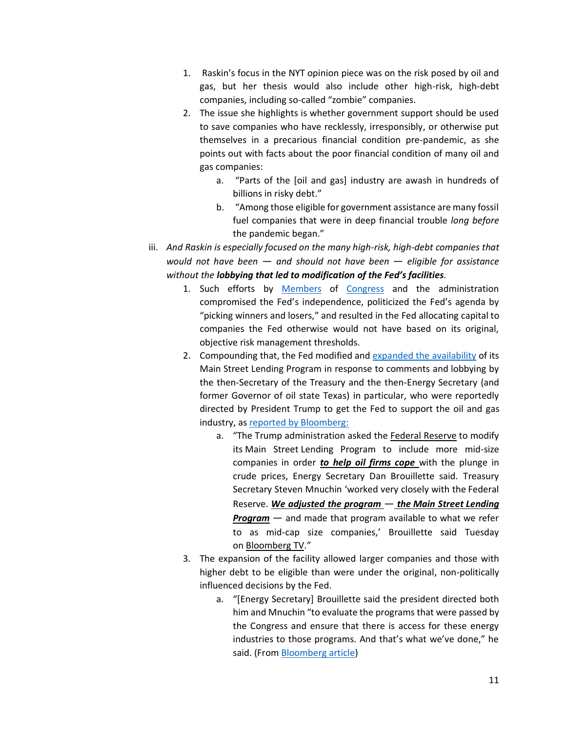1. Raskin's focus in the NYT opinion piece was on the risk posed by oil and gas, but her thesis would also include other high-risk, high-debt companies, including so-called "zombie" companies.
2. The issue she highlights is whether government support should be used to save companies who have recklessly, irresponsibly, or otherwise put themselves in a precarious financial condition pre-pandemic, as she points out with facts about the poor financial condition of many oil and gas companies:
    a. "Parts of the [oil and gas] industry are awash in hundreds of billions in risky debt."
    b. "Among those eligible for government assistance are many fossil fuel companies that were in deep financial trouble *long before* the pandemic began."

iii. *And Raskin is especially focused on the many high-risk, high-debt companies that would not have been — and should not have been — eligible for assistance without the* ***lobbying that led to modification of the Fed's facilities****.*

1. Such efforts by Members of Congress and the administration compromised the Fed's independence, politicized the Fed's agenda by "picking winners and losers," and resulted in the Fed allocating capital to companies the Fed otherwise would not have based on its original, objective risk management thresholds.
2. Compounding that, the Fed modified and expanded the availability of its Main Street Lending Program in response to comments and lobbying by the then-Secretary of the Treasury and the then-Energy Secretary (and former Governor of oil state Texas) in particular, who were reportedly directed by President Trump to get the Fed to support the oil and gas industry, as reported by Bloomberg:
    a. "The Trump administration asked the Federal Reserve to modify its Main Street Lending Program to include more mid-size companies in order ***to help oil firms cope*** with the plunge in crude prices, Energy Secretary Dan Brouillette said. Treasury Secretary Steven Mnuchin 'worked very closely with the Federal Reserve. ***We adjusted the program*** — ***the Main Street Lending Program*** — and made that program available to what we refer to as mid-cap size companies,' Brouillette said Tuesday on Bloomberg TV."
3. The expansion of the facility allowed larger companies and those with higher debt to be eligible than were under the original, non-politically influenced decisions by the Fed.
    a. "[Energy Secretary] Brouillette said the president directed both him and Mnuchin "to evaluate the programs that were passed by the Congress and ensure that there is access for these energy industries to those programs. And that's what we've done," he said. (From Bloomberg article)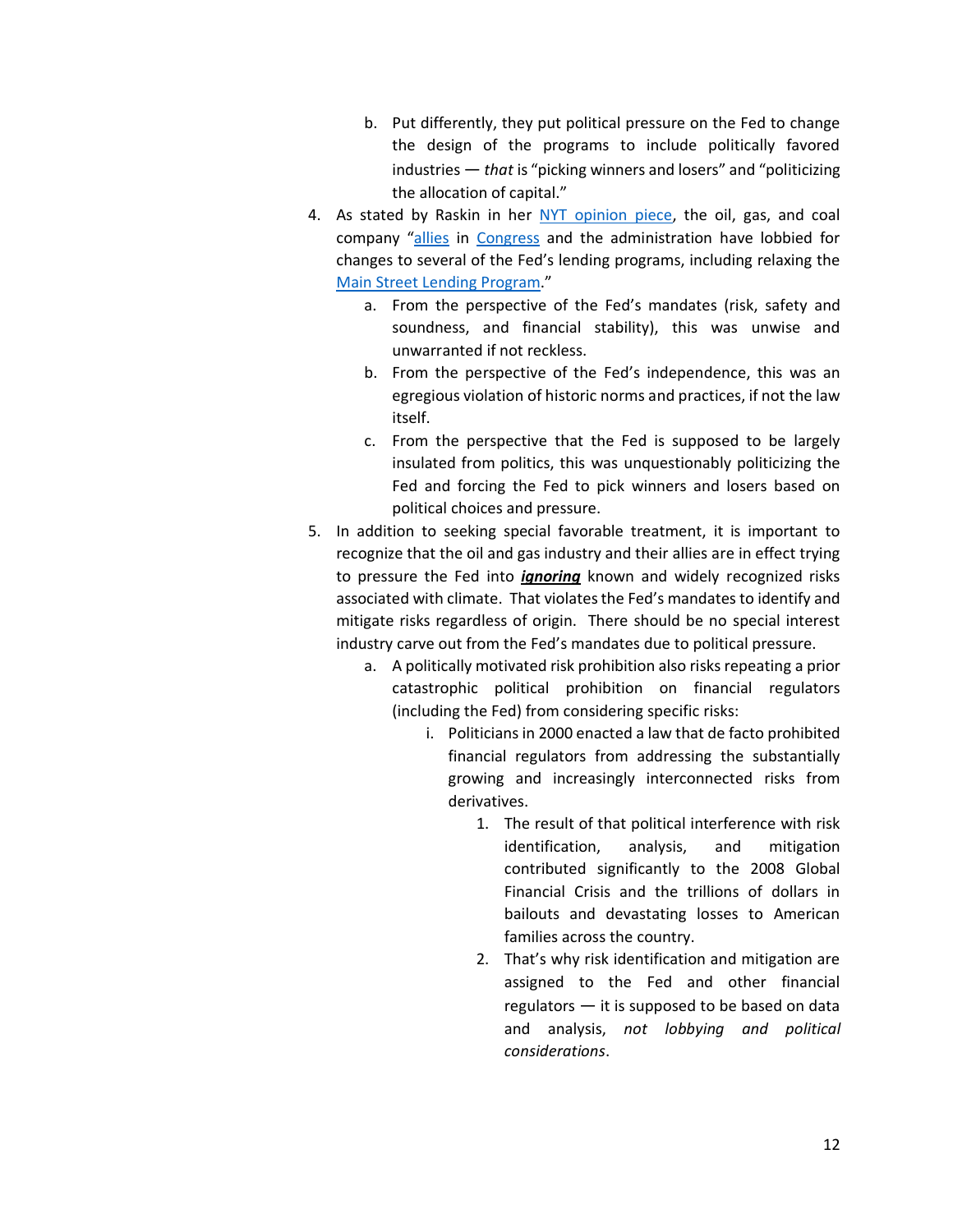b. Put differently, they put political pressure on the Fed to change the design of the programs to include politically favored industries — *that* is "picking winners and losers" and "politicizing the allocation of capital."

4. As stated by Raskin in her [NYT opinion piece](), the oil, gas, and coal company "[allies]() in [Congress]() and the administration have lobbied for changes to several of the Fed's lending programs, including relaxing the [Main Street Lending Program]()."
   a. From the perspective of the Fed's mandates (risk, safety and soundness, and financial stability), this was unwise and unwarranted if not reckless.
   b. From the perspective of the Fed's independence, this was an egregious violation of historic norms and practices, if not the law itself.
   c. From the perspective that the Fed is supposed to be largely insulated from politics, this was unquestionably politicizing the Fed and forcing the Fed to pick winners and losers based on political choices and pressure.

5. In addition to seeking special favorable treatment, it is important to recognize that the oil and gas industry and their allies are in effect trying to pressure the Fed into ***<u>ignoring</u>*** known and widely recognized risks associated with climate. That violates the Fed's mandates to identify and mitigate risks regardless of origin. There should be no special interest industry carve out from the Fed's mandates due to political pressure.
   a. A politically motivated risk prohibition also risks repeating a prior catastrophic political prohibition on financial regulators (including the Fed) from considering specific risks:
      i. Politicians in 2000 enacted a law that de facto prohibited financial regulators from addressing the substantially growing and increasingly interconnected risks from derivatives.
         1. The result of that political interference with risk identification, analysis, and mitigation contributed significantly to the 2008 Global Financial Crisis and the trillions of dollars in bailouts and devastating losses to American families across the country.
         2. That's why risk identification and mitigation are assigned to the Fed and other financial regulators — it is supposed to be based on data and analysis, *not lobbying and political considerations*.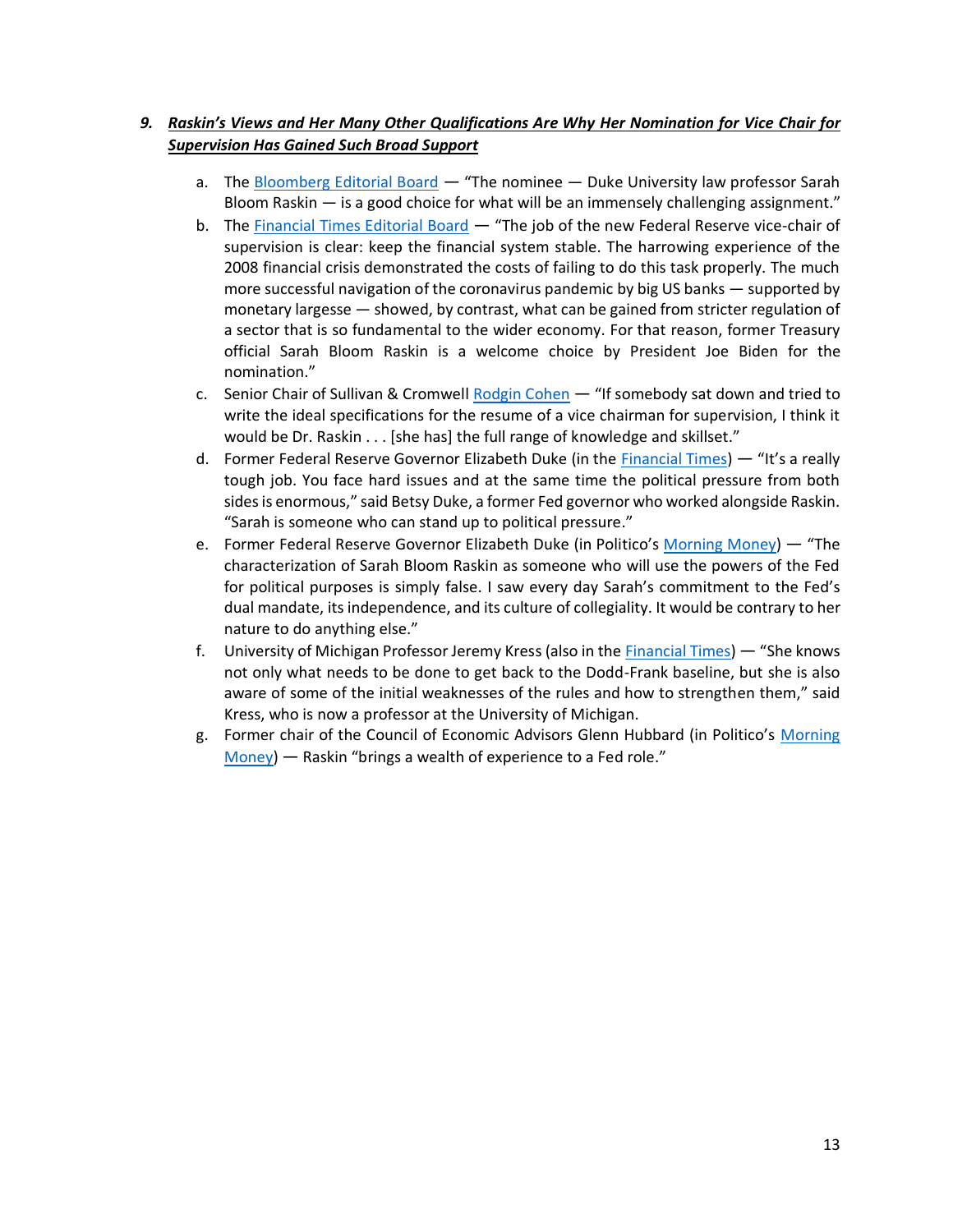9. ***Raskin's Views and Her Many Other Qualifications Are Why Her Nomination for Vice Chair for Supervision Has Gained Such Broad Support***

   a. The Bloomberg Editorial Board — "The nominee — Duke University law professor Sarah Bloom Raskin — is a good choice for what will be an immensely challenging assignment."
   b. The Financial Times Editorial Board — "The job of the new Federal Reserve vice-chair of supervision is clear: keep the financial system stable. The harrowing experience of the 2008 financial crisis demonstrated the costs of failing to do this task properly. The much more successful navigation of the coronavirus pandemic by big US banks — supported by monetary largesse — showed, by contrast, what can be gained from stricter regulation of a sector that is so fundamental to the wider economy. For that reason, former Treasury official Sarah Bloom Raskin is a welcome choice by President Joe Biden for the nomination."
   c. Senior Chair of Sullivan & Cromwell Rodgin Cohen — "If somebody sat down and tried to write the ideal specifications for the resume of a vice chairman for supervision, I think it would be Dr. Raskin . . . [she has] the full range of knowledge and skillset."
   d. Former Federal Reserve Governor Elizabeth Duke (in the Financial Times) — "It's a really tough job. You face hard issues and at the same time the political pressure from both sides is enormous," said Betsy Duke, a former Fed governor who worked alongside Raskin. "Sarah is someone who can stand up to political pressure."
   e. Former Federal Reserve Governor Elizabeth Duke (in Politico's Morning Money) — "The characterization of Sarah Bloom Raskin as someone who will use the powers of the Fed for political purposes is simply false. I saw every day Sarah's commitment to the Fed's dual mandate, its independence, and its culture of collegiality. It would be contrary to her nature to do anything else."
   f. University of Michigan Professor Jeremy Kress (also in the Financial Times) — "She knows not only what needs to be done to get back to the Dodd-Frank baseline, but she is also aware of some of the initial weaknesses of the rules and how to strengthen them," said Kress, who is now a professor at the University of Michigan.
   g. Former chair of the Council of Economic Advisors Glenn Hubbard (in Politico's Morning Money) — Raskin "brings a wealth of experience to a Fed role."